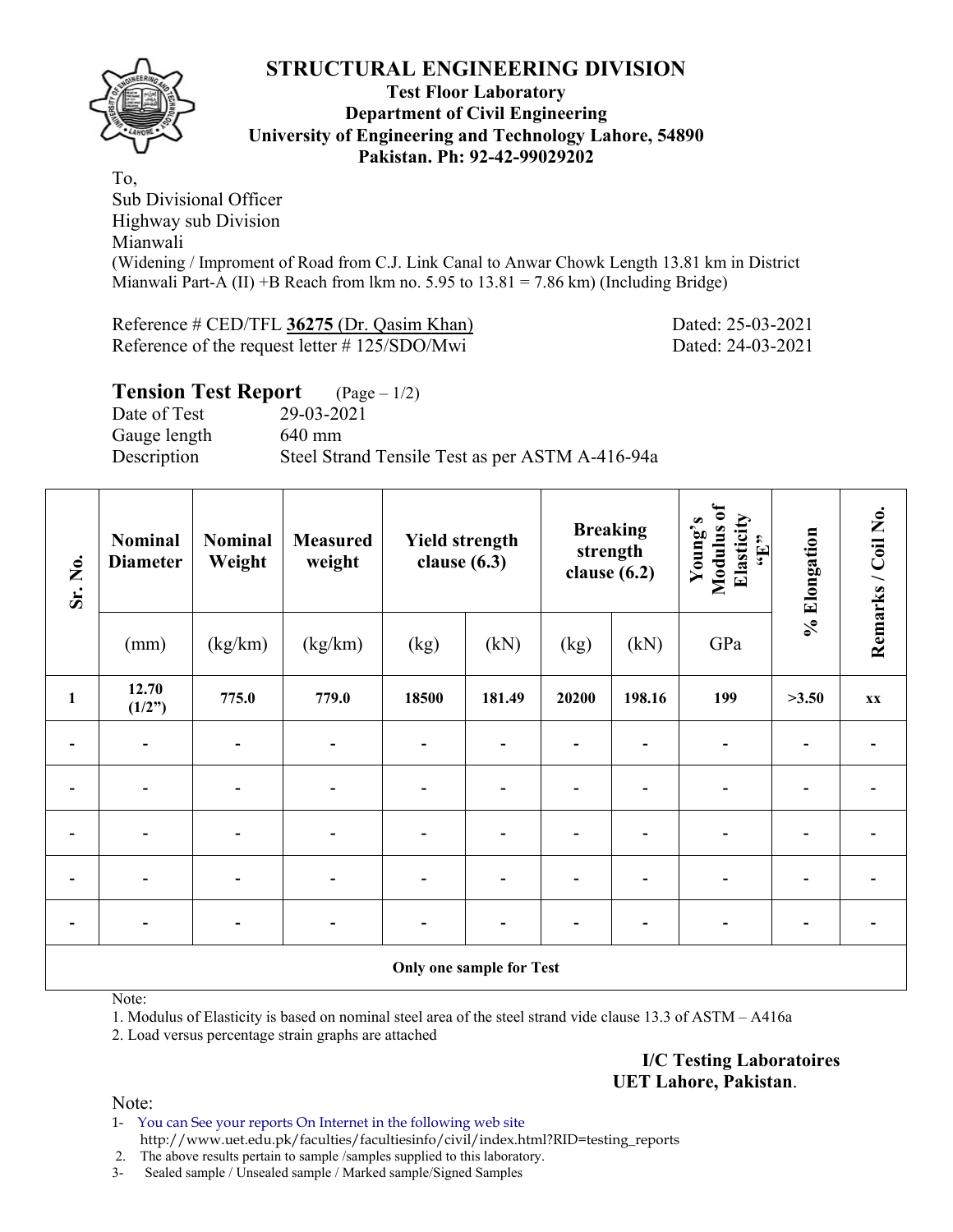# STRUCTURAL ENGINEERING DIVISION

**Test Floor Laboratory**
**Department of Civil Engineering**
**University of Engineering and Technology Lahore, 54890**
**Pakistan. Ph: 92-42-99029202**

To,
Sub Divisional Officer
Highway sub Division
Mianwali
(Widening / Improment of Road from C.J. Link Canal to Anwar Chowk Length 13.81 km in District Mianwali Part-A (II) +B Reach from lkm no. 5.95 to 13.81 = 7.86 km) (Including Bridge)

Reference # CED/TFL **36275** (Dr. Qasim Khan) Dated: 25-03-2021
Reference of the request letter # 125/SDO/Mwi Dated: 24-03-2021

## Tension Test Report (Page – 1/2)

Date of Test 29-03-2021
Gauge length 640 mm
Description Steel Strand Tensile Test as per ASTM A-416-94a

| Sr. No. | Nominal Diameter | Nominal Weight | Measured weight | Yield strength clause (6.3) | | Breaking strength clause (6.2) | | Young's Modulus of Elasticity "E" | % Elongation | Remarks / Coil No. |
|---|---|---|---|---|---|---|---|---|---|---|
| | (mm) | (kg/km) | (kg/km) | (kg) | (kN) | (kg) | (kN) | GPa | | |
| **1** | **12.70 (1/2")** | **775.0** | **779.0** | **18500** | **181.49** | **20200** | **198.16** | **199** | **>3.50** | **xx** |
| - | - | - | - | - | - | - | - | - | - | - |
| - | - | - | - | - | - | - | - | - | - | - |
| - | - | - | - | - | - | - | - | - | - | - |
| - | - | - | - | - | - | - | - | - | - | - |
| - | - | - | - | - | - | - | - | - | - | - |
| **Only one sample for Test** | | | | | | | | | | |

Note:
1. Modulus of Elasticity is based on nominal steel area of the steel strand vide clause 13.3 of ASTM – A416a
2. Load versus percentage strain graphs are attached

**I/C Testing Laboratoires**
**UET Lahore, Pakistan**.

Note:
1- You can See your reports On Internet in the following web site
http://www.uet.edu.pk/faculties/facultiesinfo/civil/index.html?RID=testing_reports
2. The above results pertain to sample /samples supplied to this laboratory.
3- Sealed sample / Unsealed sample / Marked sample/Signed Samples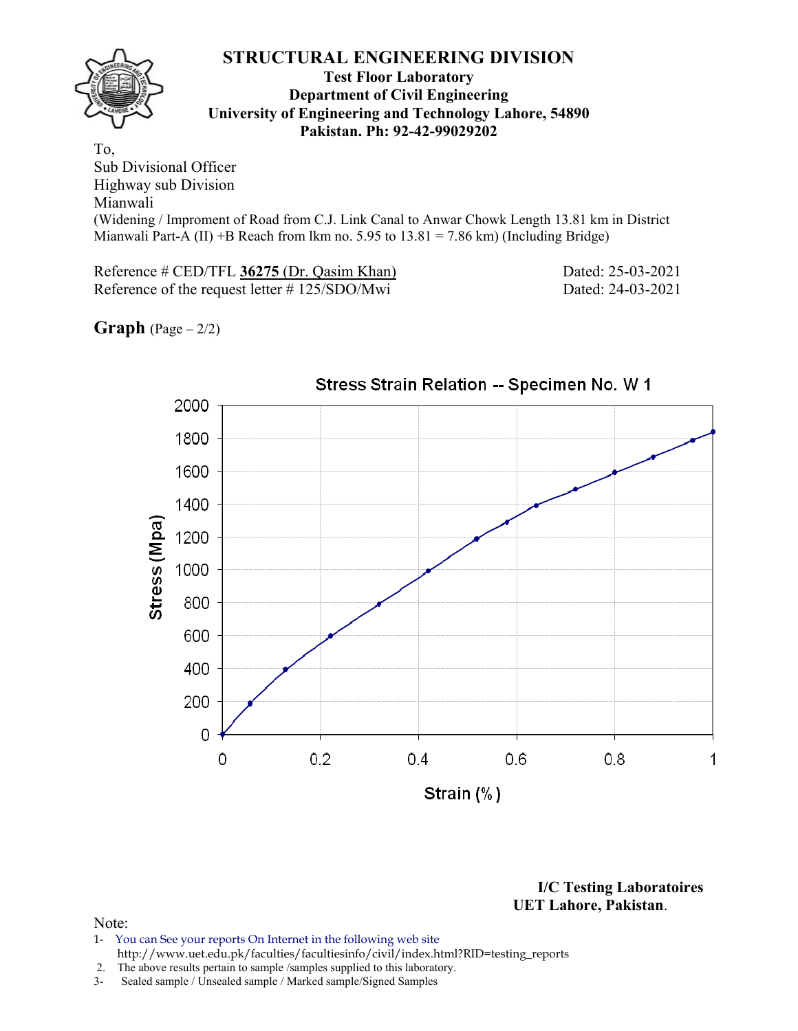# STRUCTURAL ENGINEERING DIVISION

**Test Floor Laboratory**
**Department of Civil Engineering**
**University of Engineering and Technology Lahore, 54890**
**Pakistan. Ph: 92-42-99029202**

To,
Sub Divisional Officer
Highway sub Division
Mianwali
(Widening / Improment of Road from C.J. Link Canal to Anwar Chowk Length 13.81 km in District Mianwali Part-A (II) +B Reach from lkm no. 5.95 to 13.81 = 7.86 km) (Including Bridge)

Reference # CED/TFL **36275** (Dr. Qasim Khan) Dated: 25-03-2021
Reference of the request letter # 125/SDO/Mwi Dated: 24-03-2021

**Graph** (Page – 2/2)

Stress Strain Relation -- Specimen No. W 1

| Strain (%) | Stress (Mpa) |
|---|---|
| 0 | 0 |
| 0.06 | 190 |
| 0.13 | 395 |
| 0.22 | 595 |
| 0.32 | 790 |
| 0.42 | 990 |
| 0.52 | 1185 |
| 0.58 | 1290 |
| 0.64 | 1390 |
| 0.72 | 1490 |
| 0.80 | 1595 |
| 0.88 | 1690 |
| 0.96 | 1785 |
| 1.00 | 1840 |

**I/C Testing Laboratoires**
**UET Lahore, Pakistan**.

Note:
1- You can See your reports On Internet in the following web site
http://www.uet.edu.pk/faculties/facultiesinfo/civil/index.html?RID=testing_reports
2. The above results pertain to sample /samples supplied to this laboratory.
3- Sealed sample / Unsealed sample / Marked sample/Signed Samples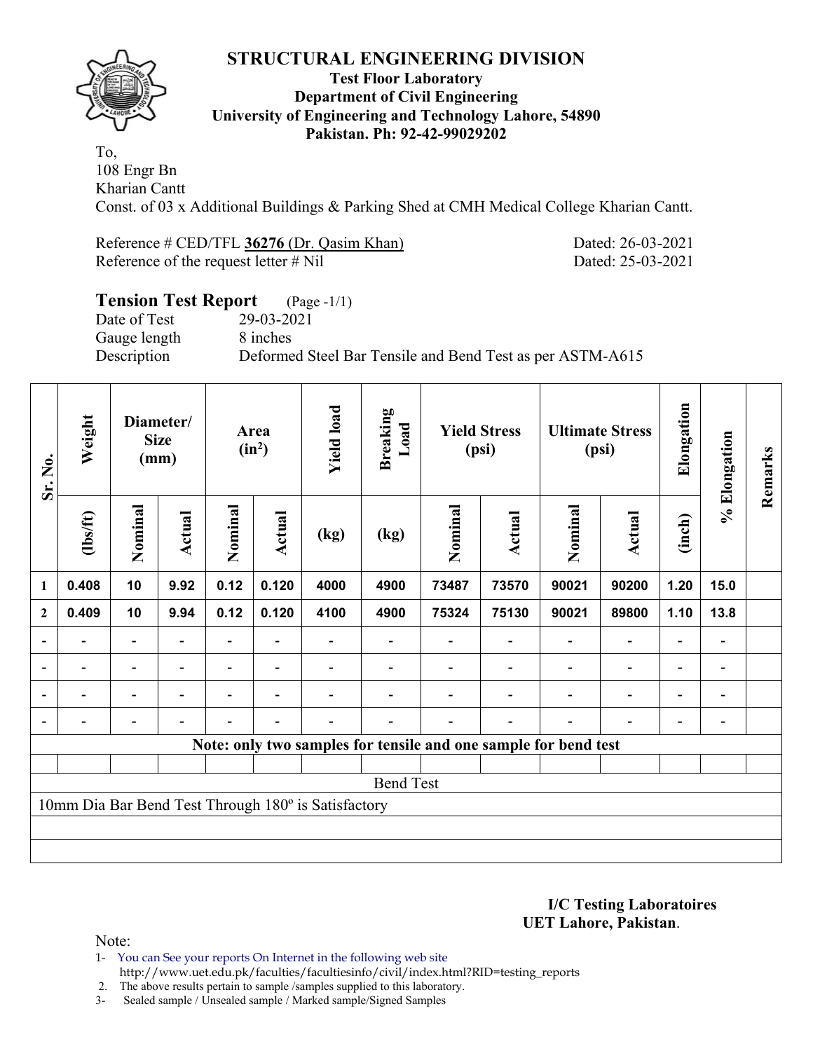# STRUCTURAL ENGINEERING DIVISION

**Test Floor Laboratory**
**Department of Civil Engineering**
**University of Engineering and Technology Lahore, 54890**
**Pakistan. Ph: 92-42-99029202**

To,
108 Engr Bn
Kharian Cantt
Const. of 03 x Additional Buildings & Parking Shed at CMH Medical College Kharian Cantt.

Reference # CED/TFL **36276** (Dr. Qasim Khan) Dated: 26-03-2021
Reference of the request letter # Nil Dated: 25-03-2021

## Tension Test Report (Page -1/1)

Date of Test 29-03-2021
Gauge length 8 inches
Description Deformed Steel Bar Tensile and Bend Test as per ASTM-A615

| Sr. No. | Weight | Diameter/ Size (mm) | | Area ($in^2$) | | Yield load | Breaking Load | Yield Stress (psi) | | Ultimate Stress (psi) | | Elongation | % Elongation | Remarks |
|---|---|---|---|---|---|---|---|---|---|---|---|---|---|---|
| | (lbs/ft) | Nominal | Actual | Nominal | Actual | (kg) | (kg) | Nominal | Actual | Nominal | Actual | (inch) | | |
| 1 | 0.408 | 10 | 9.92 | 0.12 | 0.120 | 4000 | 4900 | 73487 | 73570 | 90021 | 90200 | 1.20 | 15.0 | |
| 2 | 0.409 | 10 | 9.94 | 0.12 | 0.120 | 4100 | 4900 | 75324 | 75130 | 90021 | 89800 | 1.10 | 13.8 | |
| - | - | - | - | - | - | - | - | - | - | - | - | - | - | |
| - | - | - | - | - | - | - | - | - | - | - | - | - | - | |
| - | - | - | - | - | - | - | - | - | - | - | - | - | - | |
| - | - | - | - | - | - | - | - | - | - | - | - | - | - | |
| Note: only two samples for tensile and one sample for bend test | | | | | | | | | | | | | | |
| | | | | | | | | | | | | | | |
| Bend Test | | | | | | | | | | | | | | |
| 10mm Dia Bar Bend Test Through 180º is Satisfactory | | | | | | | | | | | | | | |

**I/C Testing Laboratoires**
**UET Lahore, Pakistan**.

Note:
1- You can See your reports On Internet in the following web site
http://www.uet.edu.pk/faculties/facultiesinfo/civil/index.html?RID=testing_reports
2. The above results pertain to sample /samples supplied to this laboratory.
3- Sealed sample / Unsealed sample / Marked sample/Signed Samples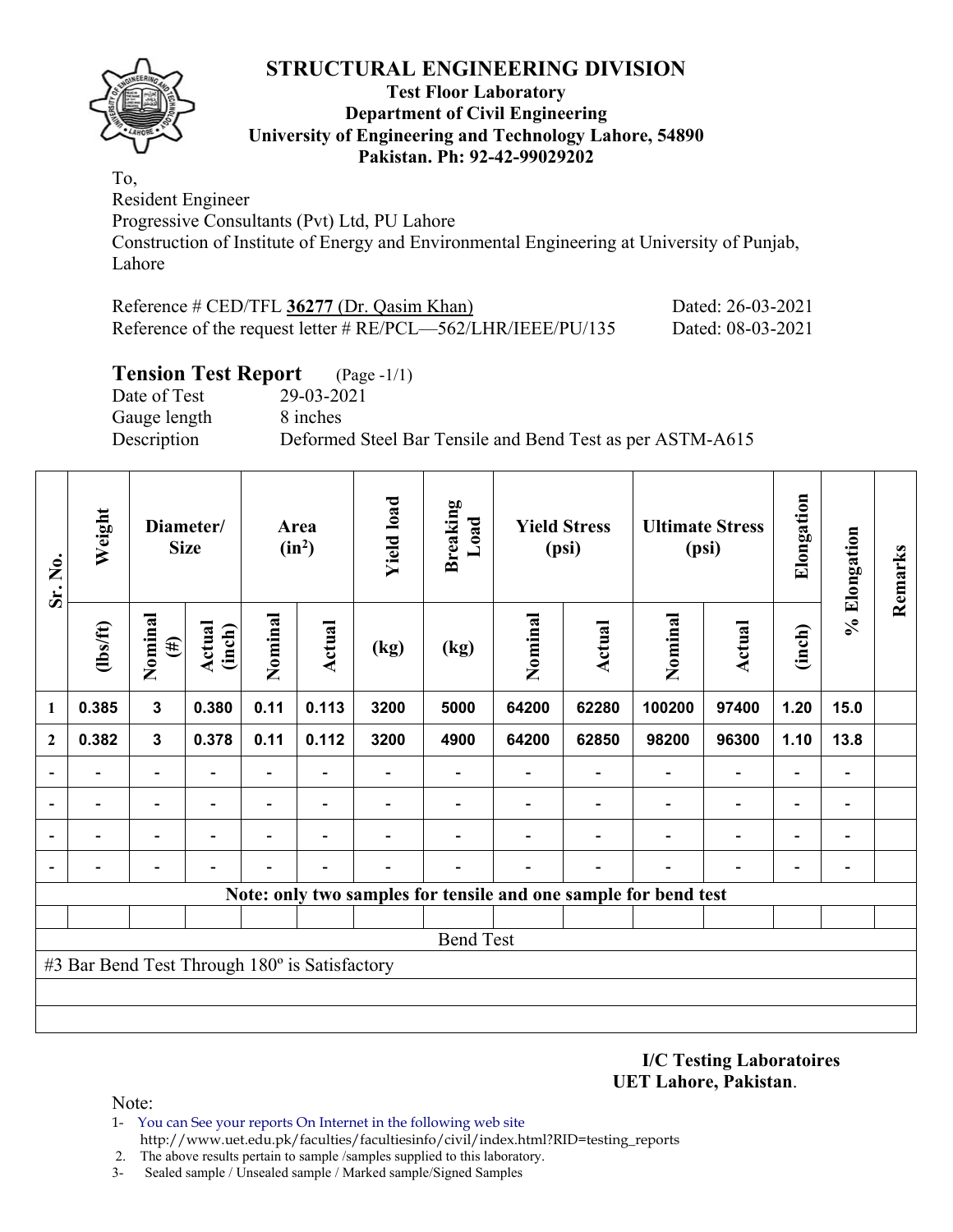# STRUCTURAL ENGINEERING DIVISION

**Test Floor Laboratory**
**Department of Civil Engineering**
**University of Engineering and Technology Lahore, 54890**
**Pakistan. Ph: 92-42-99029202**

To,
Resident Engineer
Progressive Consultants (Pvt) Ltd, PU Lahore
Construction of Institute of Energy and Environmental Engineering at University of Punjab, Lahore

Reference # CED/TFL **36277** (Dr. Qasim Khan) Dated: 26-03-2021
Reference of the request letter # RE/PCL—562/LHR/IEEE/PU/135 Dated: 08-03-2021

## Tension Test Report (Page -1/1)

Date of Test 29-03-2021
Gauge length 8 inches
Description Deformed Steel Bar Tensile and Bend Test as per ASTM-A615

| Sr. No. | Weight | Diameter/ Size | | Area ($in^2$) | | Yield load | Breaking Load | Yield Stress (psi) | | Ultimate Stress (psi) | | Elongation | % Elongation | Remarks |
|---|---|---|---|---|---|---|---|---|---|---|---|---|---|---|
| | (lbs/ft) | Nominal (#) | Actual (inch) | Nominal | Actual | (kg) | (kg) | Nominal | Actual | Nominal | Actual | (inch) | | |
| 1 | 0.385 | 3 | 0.380 | 0.11 | 0.113 | 3200 | 5000 | 64200 | 62280 | 100200 | 97400 | 1.20 | 15.0 | |
| 2 | 0.382 | 3 | 0.378 | 0.11 | 0.112 | 3200 | 4900 | 64200 | 62850 | 98200 | 96300 | 1.10 | 13.8 | |
| - | - | - | - | - | - | - | - | - | - | - | - | - | - | |
| - | - | - | - | - | - | - | - | - | - | - | - | - | - | |
| - | - | - | - | - | - | - | - | - | - | - | - | - | - | |
| - | - | - | - | - | - | - | - | - | - | - | - | - | - | |

**Note: only two samples for tensile and one sample for bend test**

Bend Test

#3 Bar Bend Test Through 180º is Satisfactory

**I/C Testing Laboratoires**
**UET Lahore, Pakistan**.

Note:

1- You can See your reports On Internet in the following web site
http://www.uet.edu.pk/faculties/facultiesinfo/civil/index.html?RID=testing_reports
2. The above results pertain to sample /samples supplied to this laboratory.
3- Sealed sample / Unsealed sample / Marked sample/Signed Samples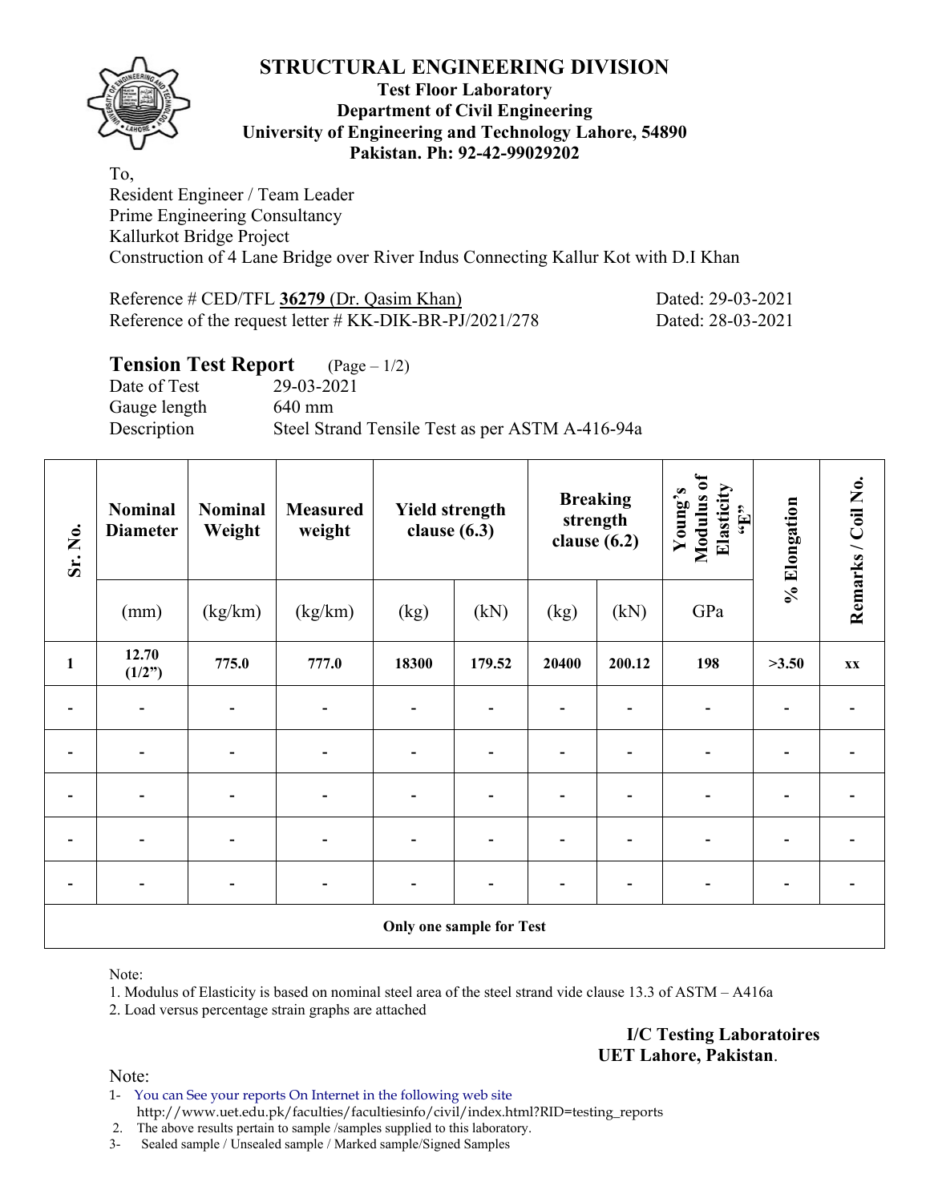# STRUCTURAL ENGINEERING DIVISION

**Test Floor Laboratory**
**Department of Civil Engineering**
**University of Engineering and Technology Lahore, 54890**
**Pakistan. Ph: 92-42-99029202**

To,
Resident Engineer / Team Leader
Prime Engineering Consultancy
Kallurkot Bridge Project
Construction of 4 Lane Bridge over River Indus Connecting Kallur Kot with D.I Khan

Reference # CED/TFL **36279** (Dr. Qasim Khan) Dated: 29-03-2021
Reference of the request letter # KK-DIK-BR-PJ/2021/278 Dated: 28-03-2021

## Tension Test Report (Page – 1/2)

Date of Test 29-03-2021
Gauge length 640 mm
Description Steel Strand Tensile Test as per ASTM A-416-94a

| Sr. No. | Nominal Diameter | Nominal Weight | Measured weight | Yield strength clause (6.3) | | Breaking strength clause (6.2) | | Young's Modulus of Elasticity "E" | % Elongation | Remarks / Coil No. |
|---|---|---|---|---|---|---|---|---|---|---|
| | (mm) | (kg/km) | (kg/km) | (kg) | (kN) | (kg) | (kN) | GPa | | |
| **1** | **12.70 (1/2")** | **775.0** | **777.0** | **18300** | **179.52** | **20400** | **200.12** | **198** | **>3.50** | **xx** |
| - | - | - | - | - | - | - | - | - | - | - |
| - | - | - | - | - | - | - | - | - | - | - |
| - | - | - | - | - | - | - | - | - | - | - |
| - | - | - | - | - | - | - | - | - | - | - |
| - | - | - | - | - | - | - | - | - | - | - |
| **Only one sample for Test** | | | | | | | | | | |

Note:
1. Modulus of Elasticity is based on nominal steel area of the steel strand vide clause 13.3 of ASTM – A416a
2. Load versus percentage strain graphs are attached

**I/C Testing Laboratoires**
**UET Lahore, Pakistan**.

Note:
1- You can See your reports On Internet in the following web site
http://www.uet.edu.pk/faculties/facultiesinfo/civil/index.html?RID=testing_reports
2. The above results pertain to sample /samples supplied to this laboratory.
3- Sealed sample / Unsealed sample / Marked sample/Signed Samples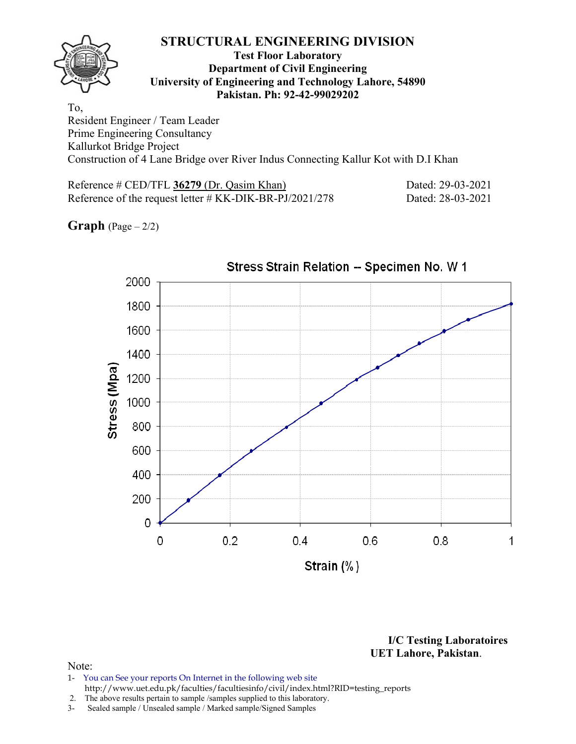# STRUCTURAL ENGINEERING DIVISION

**Test Floor Laboratory**
**Department of Civil Engineering**
**University of Engineering and Technology Lahore, 54890**
**Pakistan. Ph: 92-42-99029202**

To,
Resident Engineer / Team Leader
Prime Engineering Consultancy
Kallurkot Bridge Project
Construction of 4 Lane Bridge over River Indus Connecting Kallur Kot with D.I Khan

Reference # CED/TFL **36279** (Dr. Qasim Khan) Dated: 29-03-2021
Reference of the request letter # KK-DIK-BR-PJ/2021/278 Dated: 28-03-2021

**Graph** (Page – 2/2)

Stress Strain Relation -- Specimen No. W 1

Stress (Mpa)

0
200
400
600
800
1000
1200
1400
1600
1800
2000

Strain (%)

0
0.2
0.4
0.6
0.8
1

**I/C Testing Laboratoires**
**UET Lahore, Pakistan**.

Note:
1- You can See your reports On Internet in the following web site
http://www.uet.edu.pk/faculties/facultiesinfo/civil/index.html?RID=testing_reports
2. The above results pertain to sample /samples supplied to this laboratory.
3- Sealed sample / Unsealed sample / Marked sample/Signed Samples